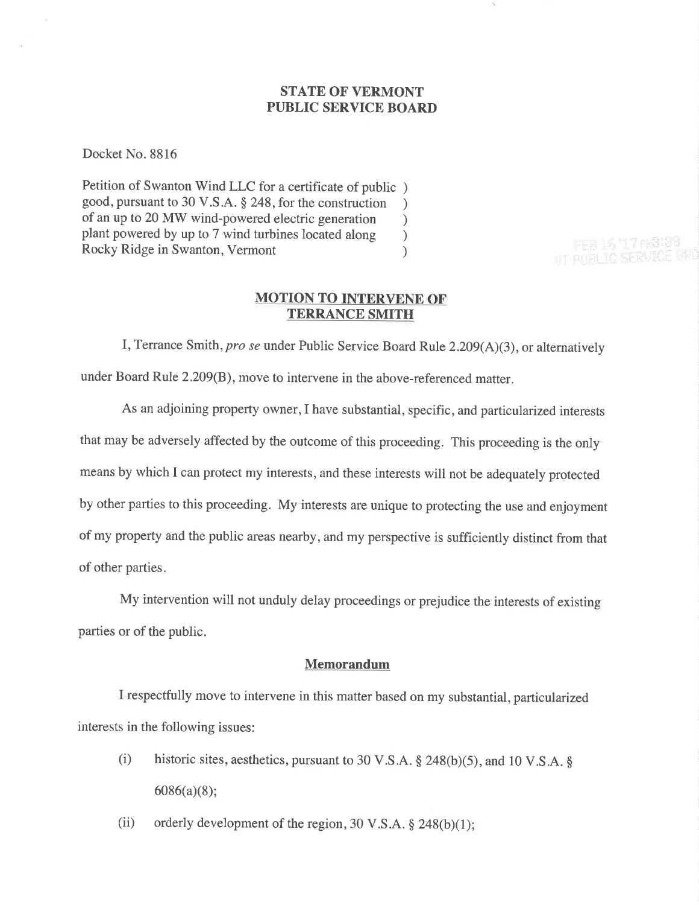**STATE OF VERMONT**
**PUBLIC SERVICE BOARD**

Docket No. 8816

Petition of Swanton Wind LLC for a certificate of public )
good, pursuant to 30 V.S.A. § 248, for the construction )
of an up to 20 MW wind-powered electric generation )
plant powered by up to 7 wind turbines located along )
Rocky Ridge in Swanton, Vermont )

FEB 16 '17 PM3:39
VT PUBLIC SERVICE BRD

## MOTION TO INTERVENE OF TERRANCE SMITH

I, Terrance Smith, *pro se* under Public Service Board Rule 2.209(A)(3), or alternatively under Board Rule 2.209(B), move to intervene in the above-referenced matter.

As an adjoining property owner, I have substantial, specific, and particularized interests that may be adversely affected by the outcome of this proceeding. This proceeding is the only means by which I can protect my interests, and these interests will not be adequately protected by other parties to this proceeding. My interests are unique to protecting the use and enjoyment of my property and the public areas nearby, and my perspective is sufficiently distinct from that of other parties.

My intervention will not unduly delay proceedings or prejudice the interests of existing parties or of the public.

### Memorandum

I respectfully move to intervene in this matter based on my substantial, particularized interests in the following issues:

(i) historic sites, aesthetics, pursuant to 30 V.S.A. § 248(b)(5), and 10 V.S.A. § 6086(a)(8);

(ii) orderly development of the region, 30 V.S.A. § 248(b)(1);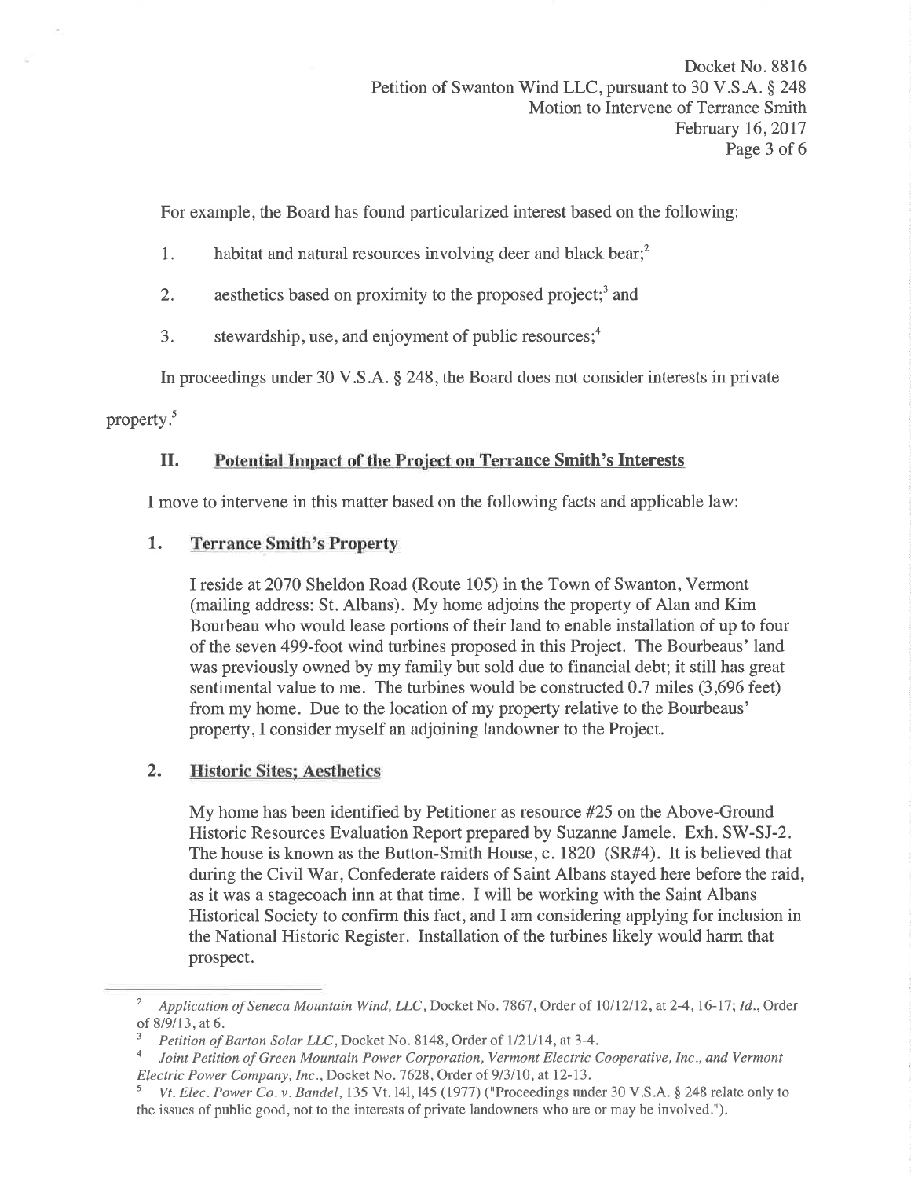For example, the Board has found particularized interest based on the following:

1. habitat and natural resources involving deer and black bear;[2]

2. aesthetics based on proximity to the proposed project;[3] and

3. stewardship, use, and enjoyment of public resources;[4]

In proceedings under 30 V.S.A. § 248, the Board does not consider interests in private property.[5]

## II. Potential Impact of the Project on Terrance Smith's Interests

I move to intervene in this matter based on the following facts and applicable law:

### 1. Terrance Smith's Property

I reside at 2070 Sheldon Road (Route 105) in the Town of Swanton, Vermont (mailing address: St. Albans). My home adjoins the property of Alan and Kim Bourbeau who would lease portions of their land to enable installation of up to four of the seven 499-foot wind turbines proposed in this Project. The Bourbeaus' land was previously owned by my family but sold due to financial debt; it still has great sentimental value to me. The turbines would be constructed 0.7 miles (3,696 feet) from my home. Due to the location of my property relative to the Bourbeaus' property, I consider myself an adjoining landowner to the Project.

### 2. Historic Sites; Aesthetics

My home has been identified by Petitioner as resource #25 on the Above-Ground Historic Resources Evaluation Report prepared by Suzanne Jamele. Exh. SW-SJ-2. The house is known as the Button-Smith House, c. 1820 (SR#4). It is believed that during the Civil War, Confederate raiders of Saint Albans stayed here before the raid, as it was a stagecoach inn at that time. I will be working with the Saint Albans Historical Society to confirm this fact, and I am considering applying for inclusion in the National Historic Register. Installation of the turbines likely would harm that prospect.

---

[2] *Application of Seneca Mountain Wind, LLC*, Docket No. 7867, Order of 10/12/12, at 2-4, 16-17; *Id.*, Order of 8/9/13, at 6.

[3] *Petition of Barton Solar LLC*, Docket No. 8148, Order of 1/21/14, at 3-4.

[4] *Joint Petition of Green Mountain Power Corporation, Vermont Electric Cooperative, Inc., and Vermont Electric Power Company, Inc.*, Docket No. 7628, Order of 9/3/10, at 12-13.

[5] *Vt. Elec. Power Co. v. Bandel*, 135 Vt. 141, 145 (1977) ("Proceedings under 30 V.S.A. § 248 relate only to the issues of public good, not to the interests of private landowners who are or may be involved.").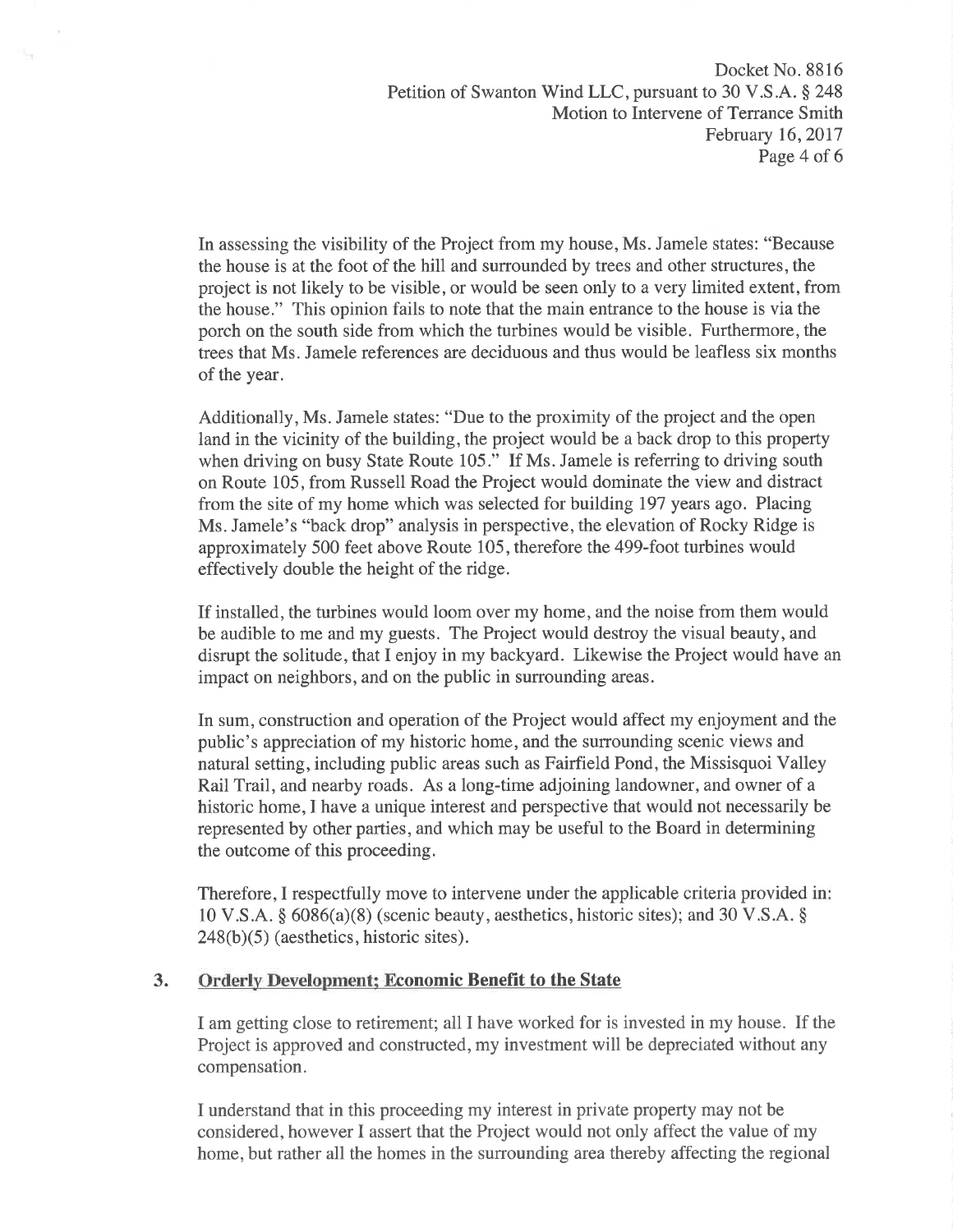In assessing the visibility of the Project from my house, Ms. Jamele states: "Because the house is at the foot of the hill and surrounded by trees and other structures, the project is not likely to be visible, or would be seen only to a very limited extent, from the house." This opinion fails to note that the main entrance to the house is via the porch on the south side from which the turbines would be visible. Furthermore, the trees that Ms. Jamele references are deciduous and thus would be leafless six months of the year.

Additionally, Ms. Jamele states: "Due to the proximity of the project and the open land in the vicinity of the building, the project would be a back drop to this property when driving on busy State Route 105." If Ms. Jamele is referring to driving south on Route 105, from Russell Road the Project would dominate the view and distract from the site of my home which was selected for building 197 years ago. Placing Ms. Jamele's "back drop" analysis in perspective, the elevation of Rocky Ridge is approximately 500 feet above Route 105, therefore the 499-foot turbines would effectively double the height of the ridge.

If installed, the turbines would loom over my home, and the noise from them would be audible to me and my guests. The Project would destroy the visual beauty, and disrupt the solitude, that I enjoy in my backyard. Likewise the Project would have an impact on neighbors, and on the public in surrounding areas.

In sum, construction and operation of the Project would affect my enjoyment and the public's appreciation of my historic home, and the surrounding scenic views and natural setting, including public areas such as Fairfield Pond, the Missisquoi Valley Rail Trail, and nearby roads. As a long-time adjoining landowner, and owner of a historic home, I have a unique interest and perspective that would not necessarily be represented by other parties, and which may be useful to the Board in determining the outcome of this proceeding.

Therefore, I respectfully move to intervene under the applicable criteria provided in: 10 V.S.A. § 6086(a)(8) (scenic beauty, aesthetics, historic sites); and 30 V.S.A. § 248(b)(5) (aesthetics, historic sites).

## 3. Orderly Development; Economic Benefit to the State

I am getting close to retirement; all I have worked for is invested in my house. If the Project is approved and constructed, my investment will be depreciated without any compensation.

I understand that in this proceeding my interest in private property may not be considered, however I assert that the Project would not only affect the value of my home, but rather all the homes in the surrounding area thereby affecting the regional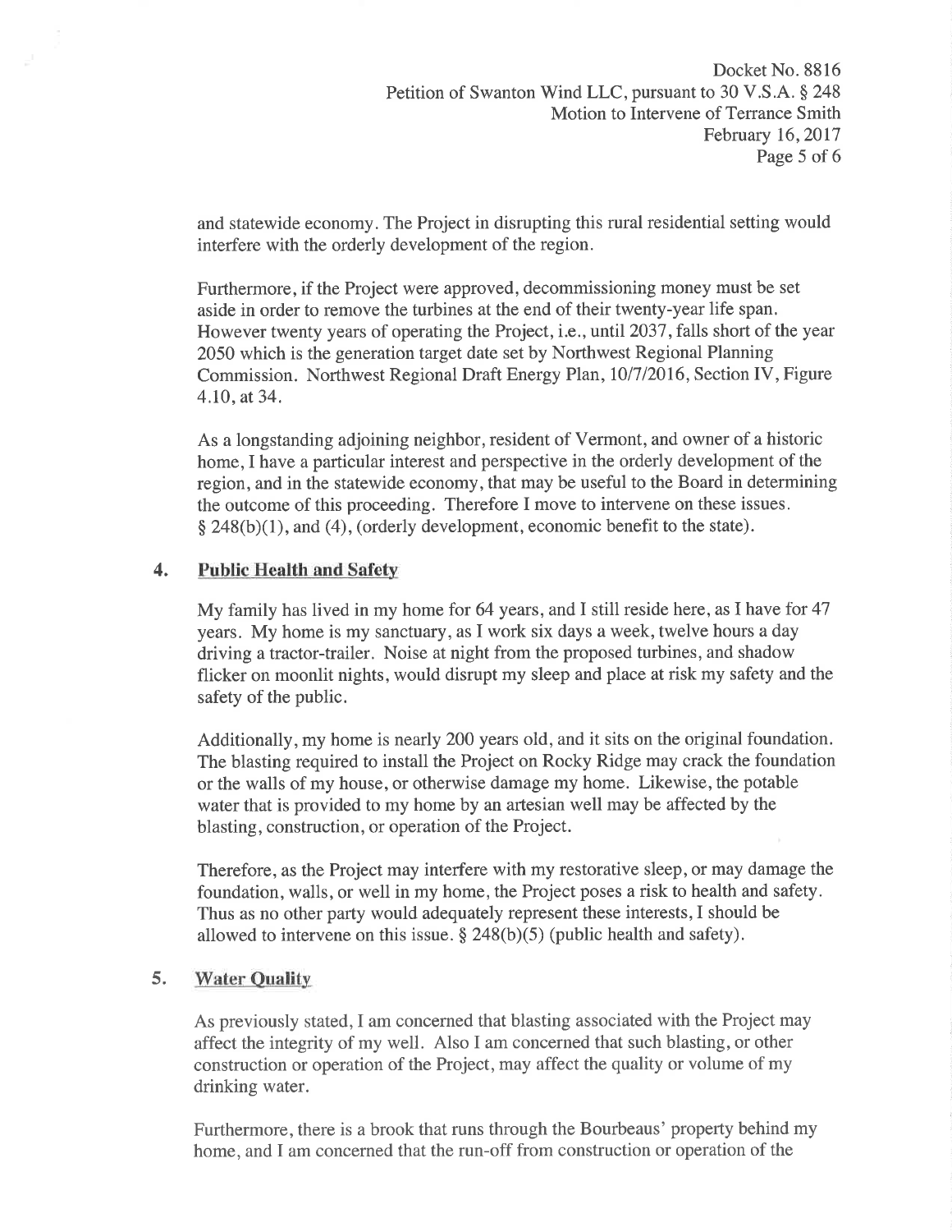and statewide economy. The Project in disrupting this rural residential setting would interfere with the orderly development of the region.

Furthermore, if the Project were approved, decommissioning money must be set aside in order to remove the turbines at the end of their twenty-year life span. However twenty years of operating the Project, i.e., until 2037, falls short of the year 2050 which is the generation target date set by Northwest Regional Planning Commission. Northwest Regional Draft Energy Plan, 10/7/2016, Section IV, Figure 4.10, at 34.

As a longstanding adjoining neighbor, resident of Vermont, and owner of a historic home, I have a particular interest and perspective in the orderly development of the region, and in the statewide economy, that may be useful to the Board in determining the outcome of this proceeding. Therefore I move to intervene on these issues. § 248(b)(1), and (4), (orderly development, economic benefit to the state).

## 4. Public Health and Safety

My family has lived in my home for 64 years, and I still reside here, as I have for 47 years. My home is my sanctuary, as I work six days a week, twelve hours a day driving a tractor-trailer. Noise at night from the proposed turbines, and shadow flicker on moonlit nights, would disrupt my sleep and place at risk my safety and the safety of the public.

Additionally, my home is nearly 200 years old, and it sits on the original foundation. The blasting required to install the Project on Rocky Ridge may crack the foundation or the walls of my house, or otherwise damage my home. Likewise, the potable water that is provided to my home by an artesian well may be affected by the blasting, construction, or operation of the Project.

Therefore, as the Project may interfere with my restorative sleep, or may damage the foundation, walls, or well in my home, the Project poses a risk to health and safety. Thus as no other party would adequately represent these interests, I should be allowed to intervene on this issue. § 248(b)(5) (public health and safety).

## 5. Water Quality

As previously stated, I am concerned that blasting associated with the Project may affect the integrity of my well. Also I am concerned that such blasting, or other construction or operation of the Project, may affect the quality or volume of my drinking water.

Furthermore, there is a brook that runs through the Bourbeaus' property behind my home, and I am concerned that the run-off from construction or operation of the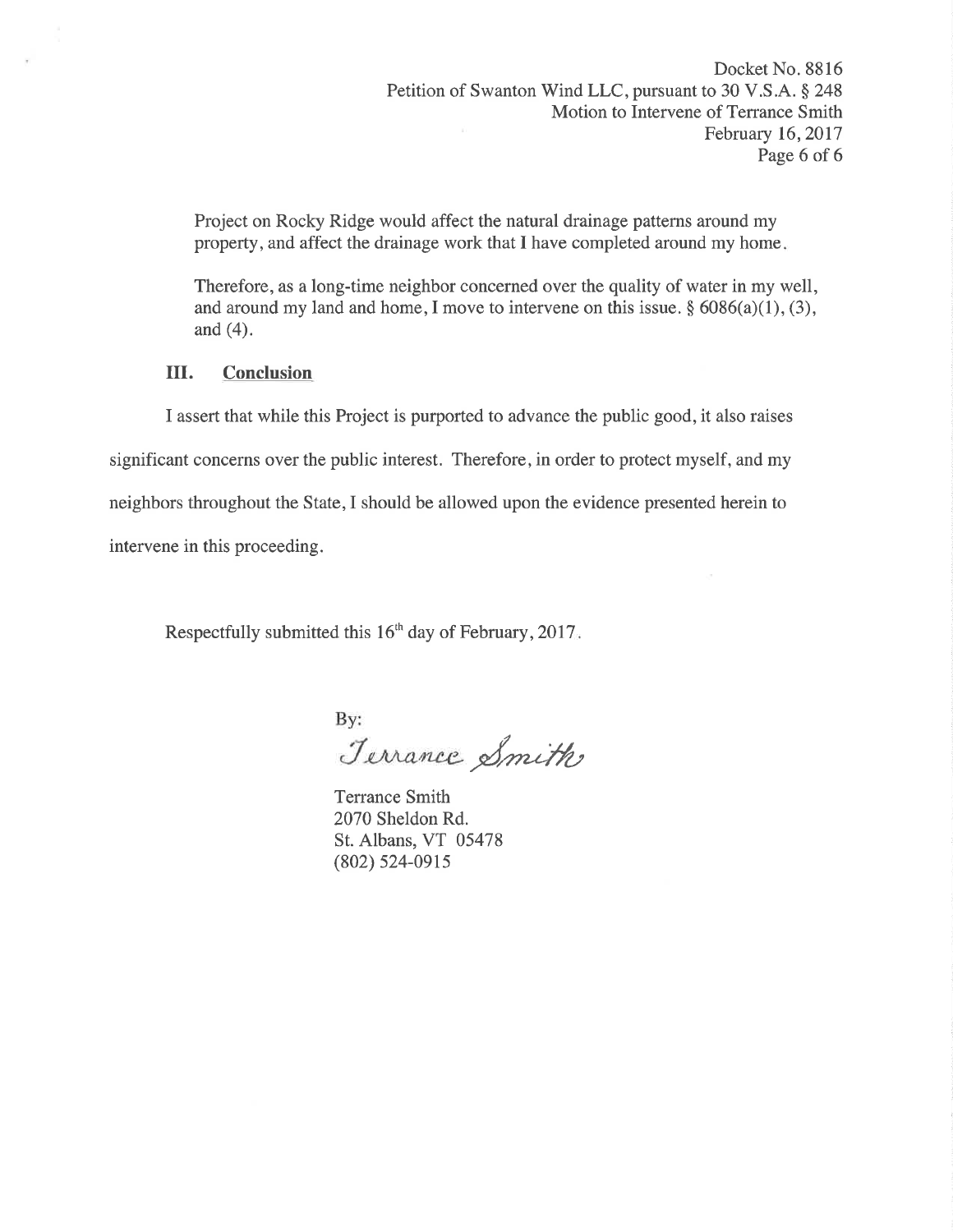Project on Rocky Ridge would affect the natural drainage patterns around my property, and affect the drainage work that I have completed around my home.

Therefore, as a long-time neighbor concerned over the quality of water in my well, and around my land and home, I move to intervene on this issue. § 6086(a)(1), (3), and (4).

## III. Conclusion

I assert that while this Project is purported to advance the public good, it also raises significant concerns over the public interest. Therefore, in order to protect myself, and my neighbors throughout the State, I should be allowed upon the evidence presented herein to intervene in this proceeding.

Respectfully submitted this 16th day of February, 2017.

By:
*Terrance Smith*

Terrance Smith
2070 Sheldon Rd.
St. Albans, VT 05478
(802) 524-0915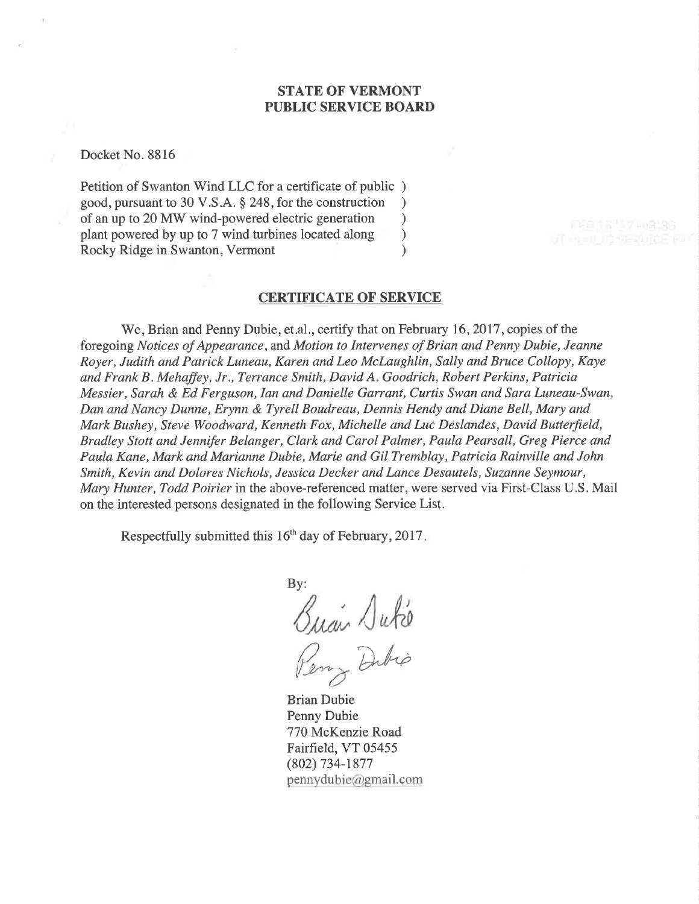**STATE OF VERMONT**
**PUBLIC SERVICE BOARD**

Docket No. 8816

Petition of Swanton Wind LLC for a certificate of public )
good, pursuant to 30 V.S.A. § 248, for the construction )
of an up to 20 MW wind-powered electric generation )
plant powered by up to 7 wind turbines located along )
Rocky Ridge in Swanton, Vermont )

**CERTIFICATE OF SERVICE**

We, Brian and Penny Dubie, et.al., certify that on February 16, 2017, copies of the foregoing *Notices of Appearance*, and *Motion to Intervenes of Brian and Penny Dubie, Jeanne Royer, Judith and Patrick Luneau, Karen and Leo McLaughlin, Sally and Bruce Collopy, Kaye and Frank B. Mehaffey, Jr., Terrance Smith, David A. Goodrich, Robert Perkins, Patricia Messier, Sarah & Ed Ferguson, Ian and Danielle Garrant, Curtis Swan and Sara Luneau-Swan, Dan and Nancy Dunne, Erynn & Tyrell Boudreau, Dennis Hendy and Diane Bell, Mary and Mark Bushey, Steve Woodward, Kenneth Fox, Michelle and Luc Deslandes, David Butterfield, Bradley Stott and Jennifer Belanger, Clark and Carol Palmer, Paula Pearsall, Greg Pierce and Paula Kane, Mark and Marianne Dubie, Marie and Gil Tremblay, Patricia Rainville and John Smith, Kevin and Dolores Nichols, Jessica Decker and Lance Desautels, Suzanne Seymour, Mary Hunter, Todd Poirier* in the above-referenced matter, were served via First-Class U.S. Mail on the interested persons designated in the following Service List.

Respectfully submitted this 16th day of February, 2017.

By:

Brian Dubie
Penny Dubie
770 McKenzie Road
Fairfield, VT 05455
(802) 734-1877
pennydubie@gmail.com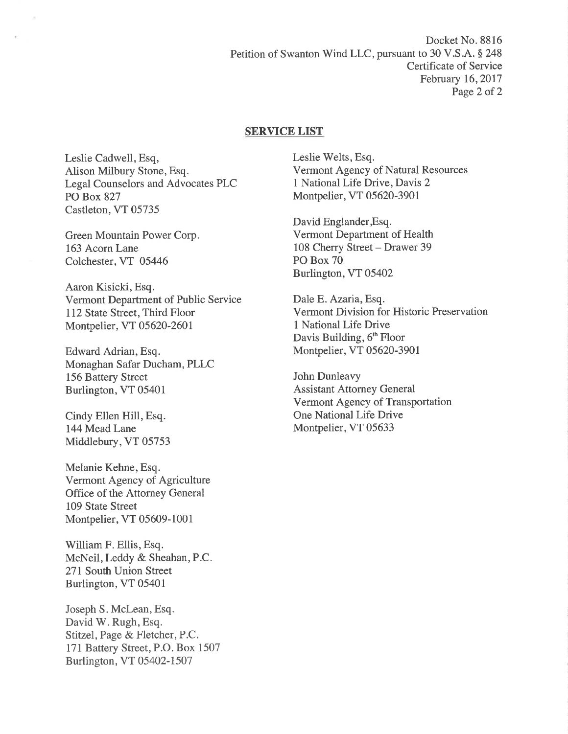## SERVICE LIST

Leslie Cadwell, Esq,
Alison Milbury Stone, Esq.
Legal Counselors and Advocates PLC
PO Box 827
Castleton, VT 05735

Green Mountain Power Corp.
163 Acorn Lane
Colchester, VT 05446

Aaron Kisicki, Esq.
Vermont Department of Public Service
112 State Street, Third Floor
Montpelier, VT 05620-2601

Edward Adrian, Esq.
Monaghan Safar Ducham, PLLC
156 Battery Street
Burlington, VT 05401

Cindy Ellen Hill, Esq.
144 Mead Lane
Middlebury, VT 05753

Melanie Kehne, Esq.
Vermont Agency of Agriculture
Office of the Attorney General
109 State Street
Montpelier, VT 05609-1001

William F. Ellis, Esq.
McNeil, Leddy & Sheahan, P.C.
271 South Union Street
Burlington, VT 05401

Joseph S. McLean, Esq.
David W. Rugh, Esq.
Stitzel, Page & Fletcher, P.C.
171 Battery Street, P.O. Box 1507
Burlington, VT 05402-1507

Leslie Welts, Esq.
Vermont Agency of Natural Resources
1 National Life Drive, Davis 2
Montpelier, VT 05620-3901

David Englander,Esq.
Vermont Department of Health
108 Cherry Street – Drawer 39
PO Box 70
Burlington, VT 05402

Dale E. Azaria, Esq.
Vermont Division for Historic Preservation
1 National Life Drive
Davis Building, 6th Floor
Montpelier, VT 05620-3901

John Dunleavy
Assistant Attorney General
Vermont Agency of Transportation
One National Life Drive
Montpelier, VT 05633